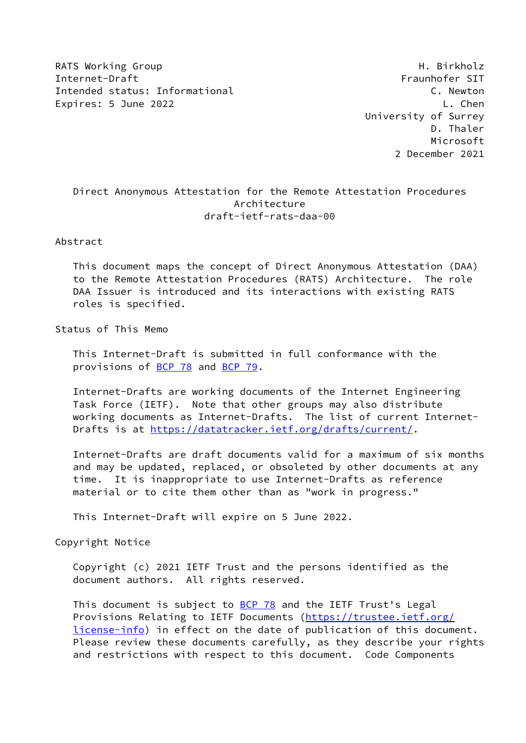RATS Working Group H. Birkholz
Internet-Draft Fraunhofer SIT
Intended status: Informational C. Newton
Expires: 5 June 2022 L. Chen
University of Surrey
D. Thaler
Microsoft
2 December 2021

# Direct Anonymous Attestation for the Remote Attestation Procedures Architecture
draft-ietf-rats-daa-00

## Abstract

This document maps the concept of Direct Anonymous Attestation (DAA) to the Remote Attestation Procedures (RATS) Architecture. The role DAA Issuer is introduced and its interactions with existing RATS roles is specified.

## Status of This Memo

This Internet-Draft is submitted in full conformance with the provisions of BCP 78 and BCP 79.

Internet-Drafts are working documents of the Internet Engineering Task Force (IETF). Note that other groups may also distribute working documents as Internet-Drafts. The list of current Internet-Drafts is at https://datatracker.ietf.org/drafts/current/.

Internet-Drafts are draft documents valid for a maximum of six months and may be updated, replaced, or obsoleted by other documents at any time. It is inappropriate to use Internet-Drafts as reference material or to cite them other than as "work in progress."

This Internet-Draft will expire on 5 June 2022.

## Copyright Notice

Copyright (c) 2021 IETF Trust and the persons identified as the document authors. All rights reserved.

This document is subject to BCP 78 and the IETF Trust's Legal Provisions Relating to IETF Documents (https://trustee.ietf.org/license-info) in effect on the date of publication of this document. Please review these documents carefully, as they describe your rights and restrictions with respect to this document. Code Components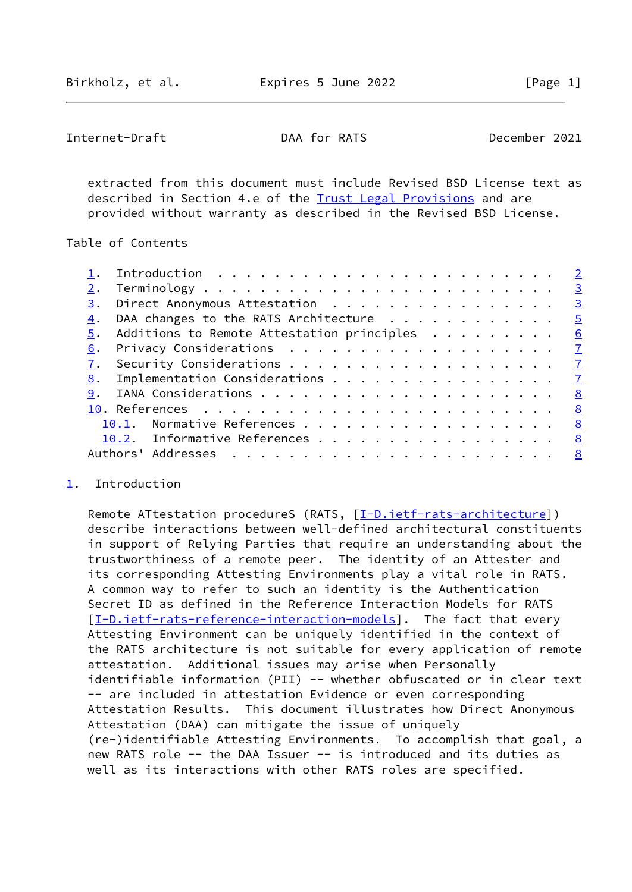extracted from this document must include Revised BSD License text as described in Section 4.e of the Trust Legal Provisions and are provided without warranty as described in the Revised BSD License.

Table of Contents

1. Introduction . . . . . . . . . . . . . . . . . . . . . . . . 2
2. Terminology . . . . . . . . . . . . . . . . . . . . . . . . 3
3. Direct Anonymous Attestation . . . . . . . . . . . . . . . . 3
4. DAA changes to the RATS Architecture . . . . . . . . . . . . 5
5. Additions to Remote Attestation principles . . . . . . . . . 6
6. Privacy Considerations . . . . . . . . . . . . . . . . . . . 7
7. Security Considerations . . . . . . . . . . . . . . . . . . 7
8. Implementation Considerations . . . . . . . . . . . . . . . 7
9. IANA Considerations . . . . . . . . . . . . . . . . . . . . 8
10. References . . . . . . . . . . . . . . . . . . . . . . . . 8
  10.1. Normative References . . . . . . . . . . . . . . . . . . 8
  10.2. Informative References . . . . . . . . . . . . . . . . . 8
Authors' Addresses . . . . . . . . . . . . . . . . . . . . . . 8

## 1. Introduction

Remote ATtestation procedureS (RATS, [I-D.ietf-rats-architecture]) describe interactions between well-defined architectural constituents in support of Relying Parties that require an understanding about the trustworthiness of a remote peer. The identity of an Attester and its corresponding Attesting Environments play a vital role in RATS. A common way to refer to such an identity is the Authentication Secret ID as defined in the Reference Interaction Models for RATS [I-D.ietf-rats-reference-interaction-models]. The fact that every Attesting Environment can be uniquely identified in the context of the RATS architecture is not suitable for every application of remote attestation. Additional issues may arise when Personally identifiable information (PII) -- whether obfuscated or in clear text -- are included in attestation Evidence or even corresponding Attestation Results. This document illustrates how Direct Anonymous Attestation (DAA) can mitigate the issue of uniquely (re-)identifiable Attesting Environments. To accomplish that goal, a new RATS role -- the DAA Issuer -- is introduced and its duties as well as its interactions with other RATS roles are specified.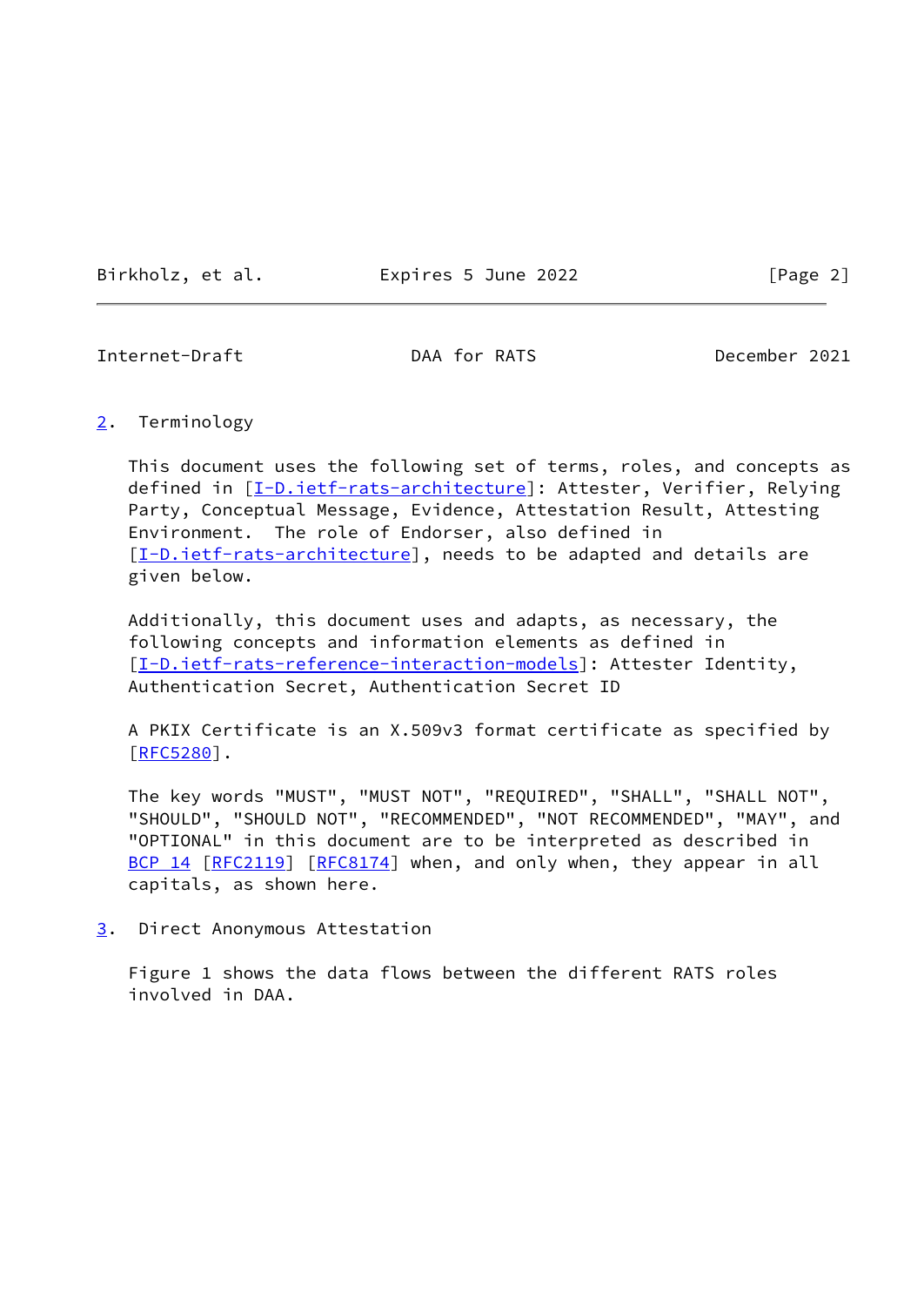## 2. Terminology

This document uses the following set of terms, roles, and concepts as defined in [I-D.ietf-rats-architecture]: Attester, Verifier, Relying Party, Conceptual Message, Evidence, Attestation Result, Attesting Environment. The role of Endorser, also defined in [I-D.ietf-rats-architecture], needs to be adapted and details are given below.

Additionally, this document uses and adapts, as necessary, the following concepts and information elements as defined in [I-D.ietf-rats-reference-interaction-models]: Attester Identity, Authentication Secret, Authentication Secret ID

A PKIX Certificate is an X.509v3 format certificate as specified by [RFC5280].

The key words "MUST", "MUST NOT", "REQUIRED", "SHALL", "SHALL NOT", "SHOULD", "SHOULD NOT", "RECOMMENDED", "NOT RECOMMENDED", "MAY", and "OPTIONAL" in this document are to be interpreted as described in BCP 14 [RFC2119] [RFC8174] when, and only when, they appear in all capitals, as shown here.

## 3. Direct Anonymous Attestation

Figure 1 shows the data flows between the different RATS roles involved in DAA.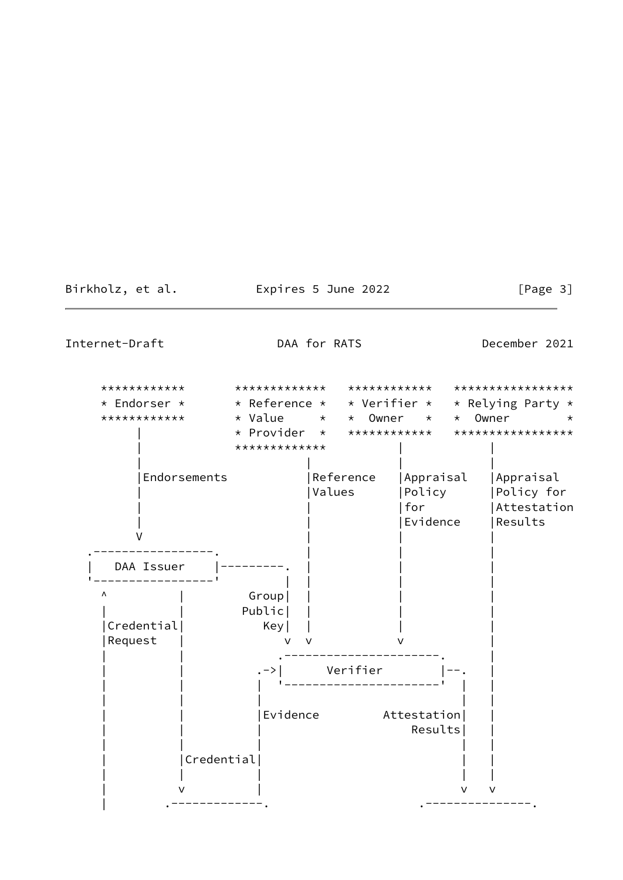```
     ************       *************   ************   *****************
     * Endorser *       * Reference *   * Verifier *   * Relying Party *
     ************       * Value     *   *  Owner   *   *  Owner        *
          |             * Provider  *   ************   *****************
          |             *************         |              |
          |                    |              |              |
          |Endorsements        |Reference     |Appraisal     |Appraisal
          |                    |Values        |Policy        |Policy for
          |                    |              |for           |Attestation
          |                    |              |Evidence      |Results
          V                    |              |              |
   .------------------.        |              |              |
   |   DAA Issuer     |---------.  |              |              |
   '------------------'        |  |              |              |
     ^           |         Group|  |              |              |
     |           |        Public|  |              |              |
     |Credential|            Key|  |              |              |
     |Request    |            v  v              v              |
     |           |          .----------------------.           |
     |           |       .->|       Verifier       |--.        |
     |           |       |  '----------------------'  |        |
     |           |       |                            |        |
     |           |       |Evidence        Attestation|        |
     |           |       |                    Results|        |
     |           |       |                            |        |
     |           |Credential|                         |        |
     |           |       |                            |        |
     |           v       |                            v    v
     |        .-------------.                  .---------------.
```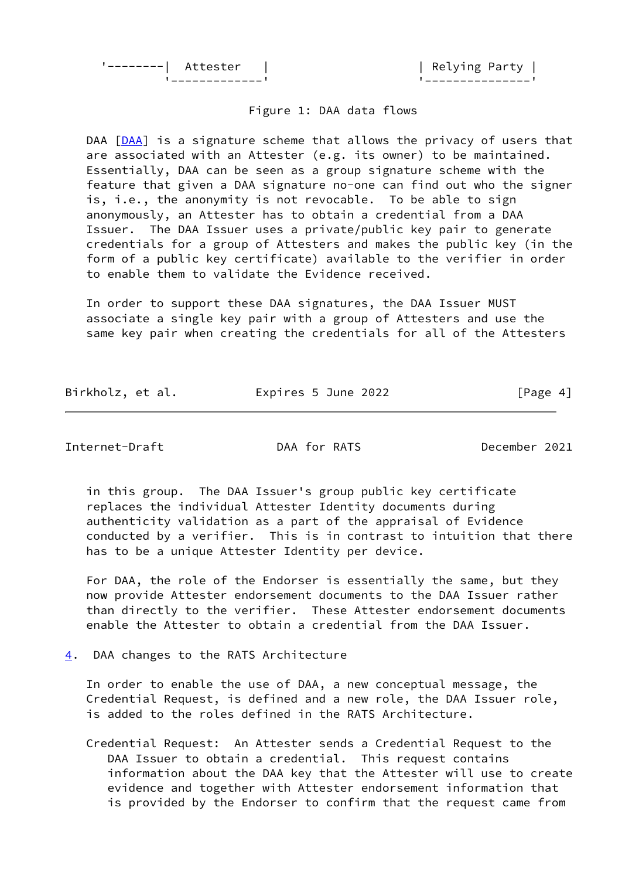```
 '--------|  Attester   |                   | Relying Party |
          '-------------'                   '---------------'
```

Figure 1: DAA data flows

DAA [DAA] is a signature scheme that allows the privacy of users that are associated with an Attester (e.g. its owner) to be maintained. Essentially, DAA can be seen as a group signature scheme with the feature that given a DAA signature no-one can find out who the signer is, i.e., the anonymity is not revocable. To be able to sign anonymously, an Attester has to obtain a credential from a DAA Issuer. The DAA Issuer uses a private/public key pair to generate credentials for a group of Attesters and makes the public key (in the form of a public key certificate) available to the verifier in order to enable them to validate the Evidence received.

In order to support these DAA signatures, the DAA Issuer MUST associate a single key pair with a group of Attesters and use the same key pair when creating the credentials for all of the Attesters in this group. The DAA Issuer's group public key certificate replaces the individual Attester Identity documents during authenticity validation as a part of the appraisal of Evidence conducted by a verifier. This is in contrast to intuition that there has to be a unique Attester Identity per device.

For DAA, the role of the Endorser is essentially the same, but they now provide Attester endorsement documents to the DAA Issuer rather than directly to the verifier. These Attester endorsement documents enable the Attester to obtain a credential from the DAA Issuer.

## 4. DAA changes to the RATS Architecture

In order to enable the use of DAA, a new conceptual message, the Credential Request, is defined and a new role, the DAA Issuer role, is added to the roles defined in the RATS Architecture.

Credential Request: An Attester sends a Credential Request to the DAA Issuer to obtain a credential. This request contains information about the DAA key that the Attester will use to create evidence and together with Attester endorsement information that is provided by the Endorser to confirm that the request came from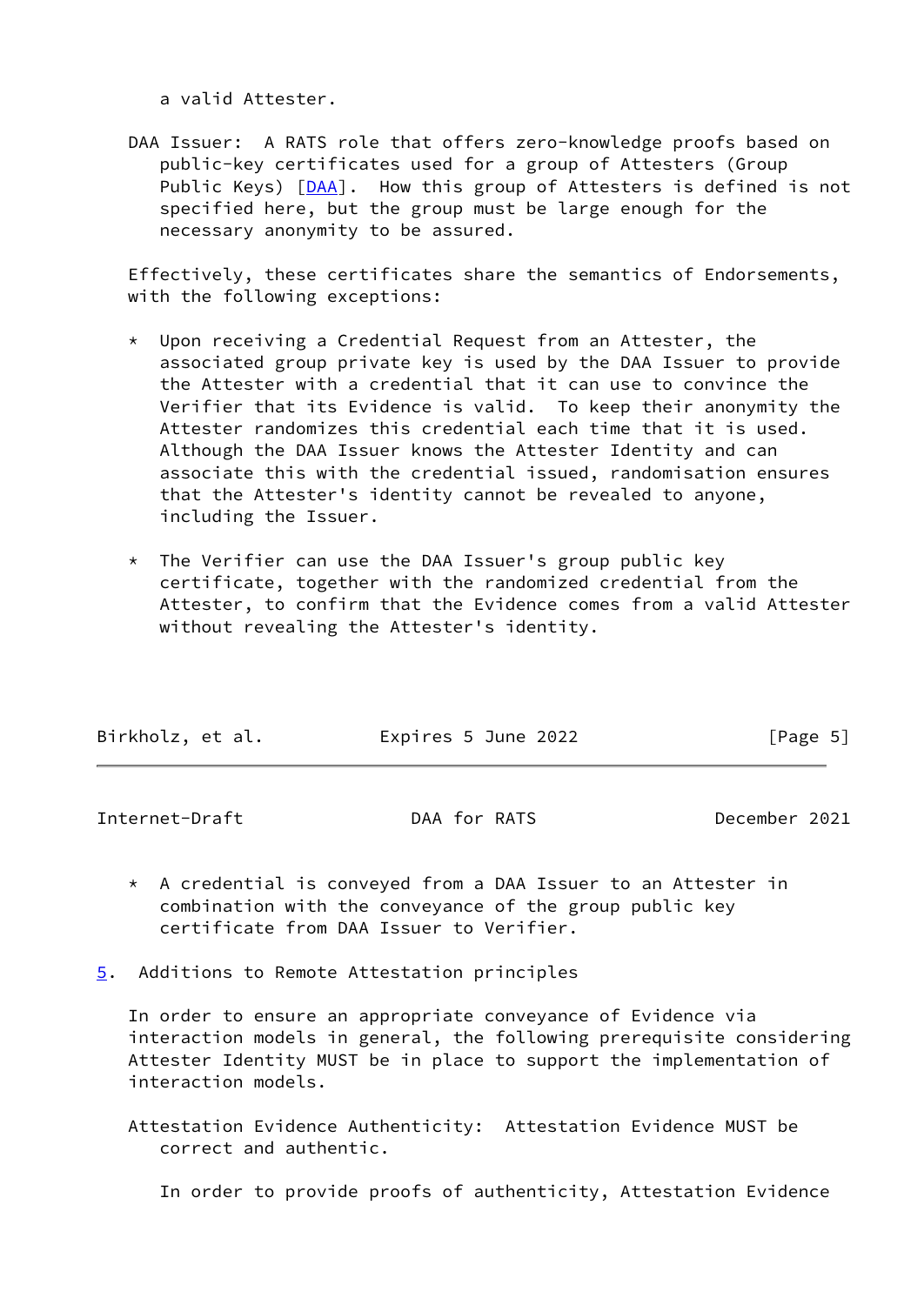a valid Attester.

DAA Issuer: A RATS role that offers zero-knowledge proofs based on public-key certificates used for a group of Attesters (Group Public Keys) [DAA]. How this group of Attesters is defined is not specified here, but the group must be large enough for the necessary anonymity to be assured.

Effectively, these certificates share the semantics of Endorsements, with the following exceptions:

* Upon receiving a Credential Request from an Attester, the associated group private key is used by the DAA Issuer to provide the Attester with a credential that it can use to convince the Verifier that its Evidence is valid. To keep their anonymity the Attester randomizes this credential each time that it is used. Although the DAA Issuer knows the Attester Identity and can associate this with the credential issued, randomisation ensures that the Attester's identity cannot be revealed to anyone, including the Issuer.

* The Verifier can use the DAA Issuer's group public key certificate, together with the randomized credential from the Attester, to confirm that the Evidence comes from a valid Attester without revealing the Attester's identity.

* A credential is conveyed from a DAA Issuer to an Attester in combination with the conveyance of the group public key certificate from DAA Issuer to Verifier.

## 5. Additions to Remote Attestation principles

In order to ensure an appropriate conveyance of Evidence via interaction models in general, the following prerequisite considering Attester Identity MUST be in place to support the implementation of interaction models.

Attestation Evidence Authenticity: Attestation Evidence MUST be correct and authentic.

In order to provide proofs of authenticity, Attestation Evidence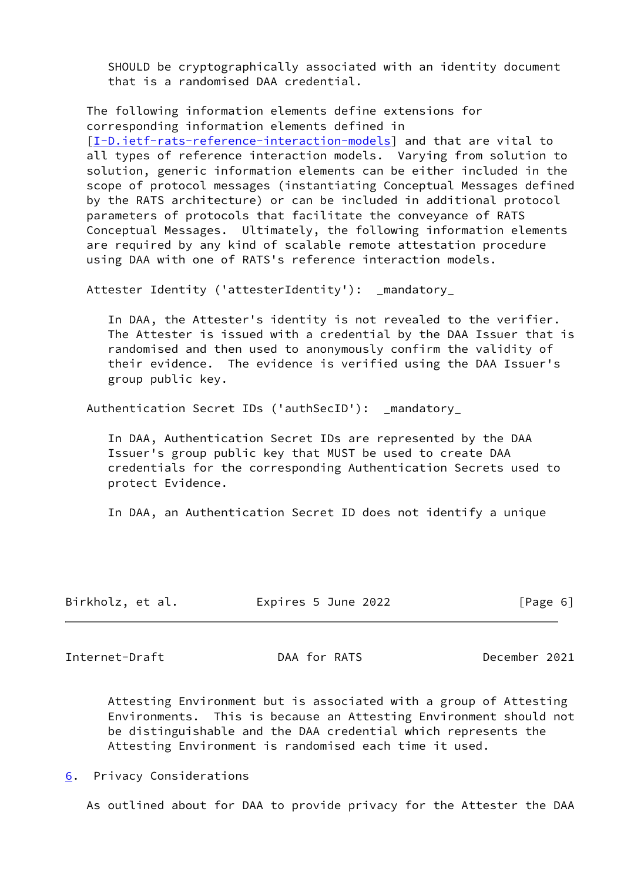SHOULD be cryptographically associated with an identity document that is a randomised DAA credential.

The following information elements define extensions for corresponding information elements defined in [I-D.ietf-rats-reference-interaction-models] and that are vital to all types of reference interaction models. Varying from solution to solution, generic information elements can be either included in the scope of protocol messages (instantiating Conceptual Messages defined by the RATS architecture) or can be included in additional protocol parameters of protocols that facilitate the conveyance of RATS Conceptual Messages. Ultimately, the following information elements are required by any kind of scalable remote attestation procedure using DAA with one of RATS's reference interaction models.

Attester Identity ('attesterIdentity'): _mandatory_

In DAA, the Attester's identity is not revealed to the verifier. The Attester is issued with a credential by the DAA Issuer that is randomised and then used to anonymously confirm the validity of their evidence. The evidence is verified using the DAA Issuer's group public key.

Authentication Secret IDs ('authSecID'): _mandatory_

In DAA, Authentication Secret IDs are represented by the DAA Issuer's group public key that MUST be used to create DAA credentials for the corresponding Authentication Secrets used to protect Evidence.

In DAA, an Authentication Secret ID does not identify a unique Attesting Environment but is associated with a group of Attesting Environments. This is because an Attesting Environment should not be distinguishable and the DAA credential which represents the Attesting Environment is randomised each time it used.

## 6. Privacy Considerations

As outlined about for DAA to provide privacy for the Attester the DAA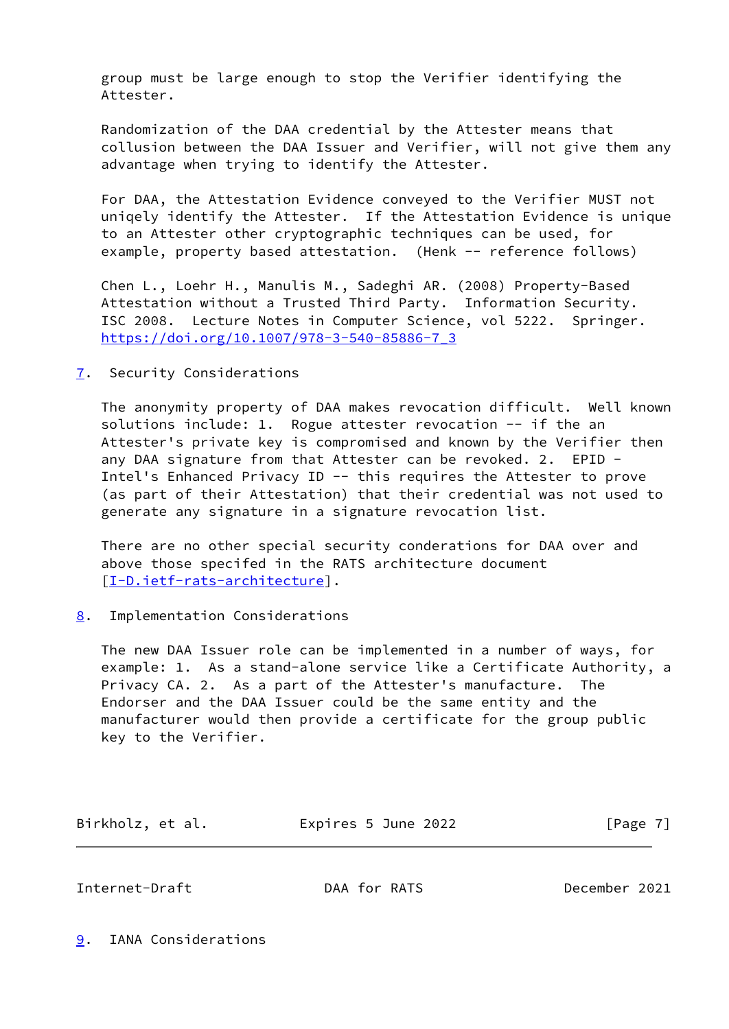group must be large enough to stop the Verifier identifying the Attester.

Randomization of the DAA credential by the Attester means that collusion between the DAA Issuer and Verifier, will not give them any advantage when trying to identify the Attester.

For DAA, the Attestation Evidence conveyed to the Verifier MUST not uniqely identify the Attester. If the Attestation Evidence is unique to an Attester other cryptographic techniques can be used, for example, property based attestation. (Henk -- reference follows)

Chen L., Loehr H., Manulis M., Sadeghi AR. (2008) Property-Based Attestation without a Trusted Third Party. Information Security. ISC 2008. Lecture Notes in Computer Science, vol 5222. Springer. https://doi.org/10.1007/978-3-540-85886-7_3

## 7. Security Considerations

The anonymity property of DAA makes revocation difficult. Well known solutions include: 1. Rogue attester revocation -- if the an Attester's private key is compromised and known by the Verifier then any DAA signature from that Attester can be revoked. 2. EPID - Intel's Enhanced Privacy ID -- this requires the Attester to prove (as part of their Attestation) that their credential was not used to generate any signature in a signature revocation list.

There are no other special security conderations for DAA over and above those specifed in the RATS architecture document [I-D.ietf-rats-architecture].

## 8. Implementation Considerations

The new DAA Issuer role can be implemented in a number of ways, for example: 1. As a stand-alone service like a Certificate Authority, a Privacy CA. 2. As a part of the Attester's manufacture. The Endorser and the DAA Issuer could be the same entity and the manufacturer would then provide a certificate for the group public key to the Verifier.

## 9. IANA Considerations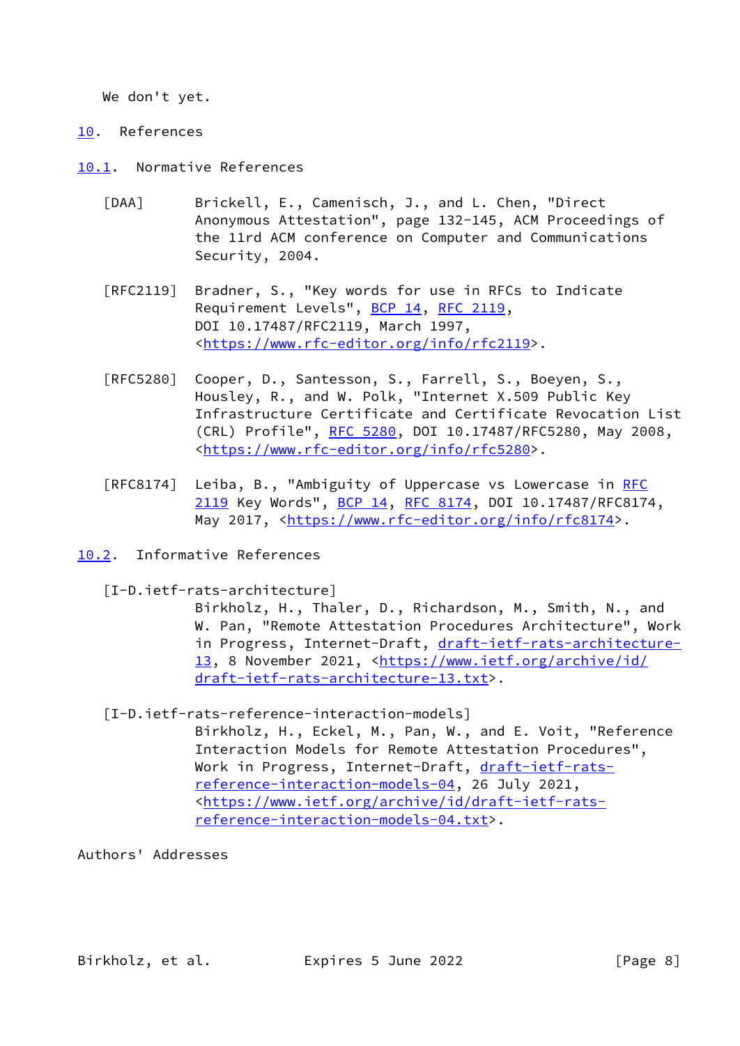We don't yet.

# 10. References

## 10.1. Normative References

[DAA] Brickell, E., Camenisch, J., and L. Chen, "Direct Anonymous Attestation", page 132-145, ACM Proceedings of the 11rd ACM conference on Computer and Communications Security, 2004.

[RFC2119] Bradner, S., "Key words for use in RFCs to Indicate Requirement Levels", BCP 14, RFC 2119, DOI 10.17487/RFC2119, March 1997, <https://www.rfc-editor.org/info/rfc2119>.

[RFC5280] Cooper, D., Santesson, S., Farrell, S., Boeyen, S., Housley, R., and W. Polk, "Internet X.509 Public Key Infrastructure Certificate and Certificate Revocation List (CRL) Profile", RFC 5280, DOI 10.17487/RFC5280, May 2008, <https://www.rfc-editor.org/info/rfc5280>.

[RFC8174] Leiba, B., "Ambiguity of Uppercase vs Lowercase in RFC 2119 Key Words", BCP 14, RFC 8174, DOI 10.17487/RFC8174, May 2017, <https://www.rfc-editor.org/info/rfc8174>.

## 10.2. Informative References

[I-D.ietf-rats-architecture]
Birkholz, H., Thaler, D., Richardson, M., Smith, N., and W. Pan, "Remote Attestation Procedures Architecture", Work in Progress, Internet-Draft, draft-ietf-rats-architecture-13, 8 November 2021, <https://www.ietf.org/archive/id/draft-ietf-rats-architecture-13.txt>.

[I-D.ietf-rats-reference-interaction-models]
Birkholz, H., Eckel, M., Pan, W., and E. Voit, "Reference Interaction Models for Remote Attestation Procedures", Work in Progress, Internet-Draft, draft-ietf-rats-reference-interaction-models-04, 26 July 2021, <https://www.ietf.org/archive/id/draft-ietf-rats-reference-interaction-models-04.txt>.

Authors' Addresses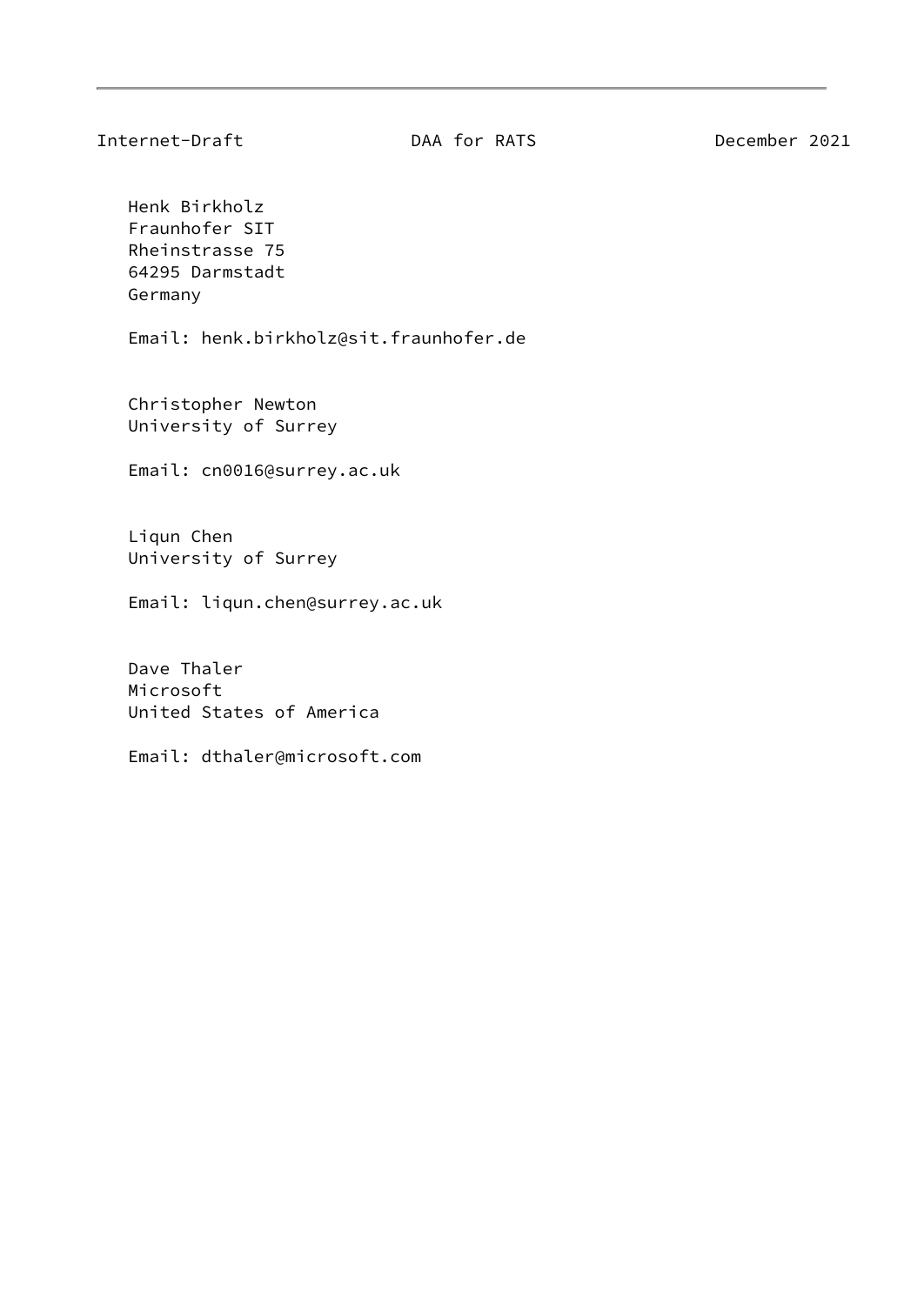Henk Birkholz
Fraunhofer SIT
Rheinstrasse 75
64295 Darmstadt
Germany

Email: henk.birkholz@sit.fraunhofer.de

Christopher Newton
University of Surrey

Email: cn0016@surrey.ac.uk

Liqun Chen
University of Surrey

Email: liqun.chen@surrey.ac.uk

Dave Thaler
Microsoft
United States of America

Email: dthaler@microsoft.com